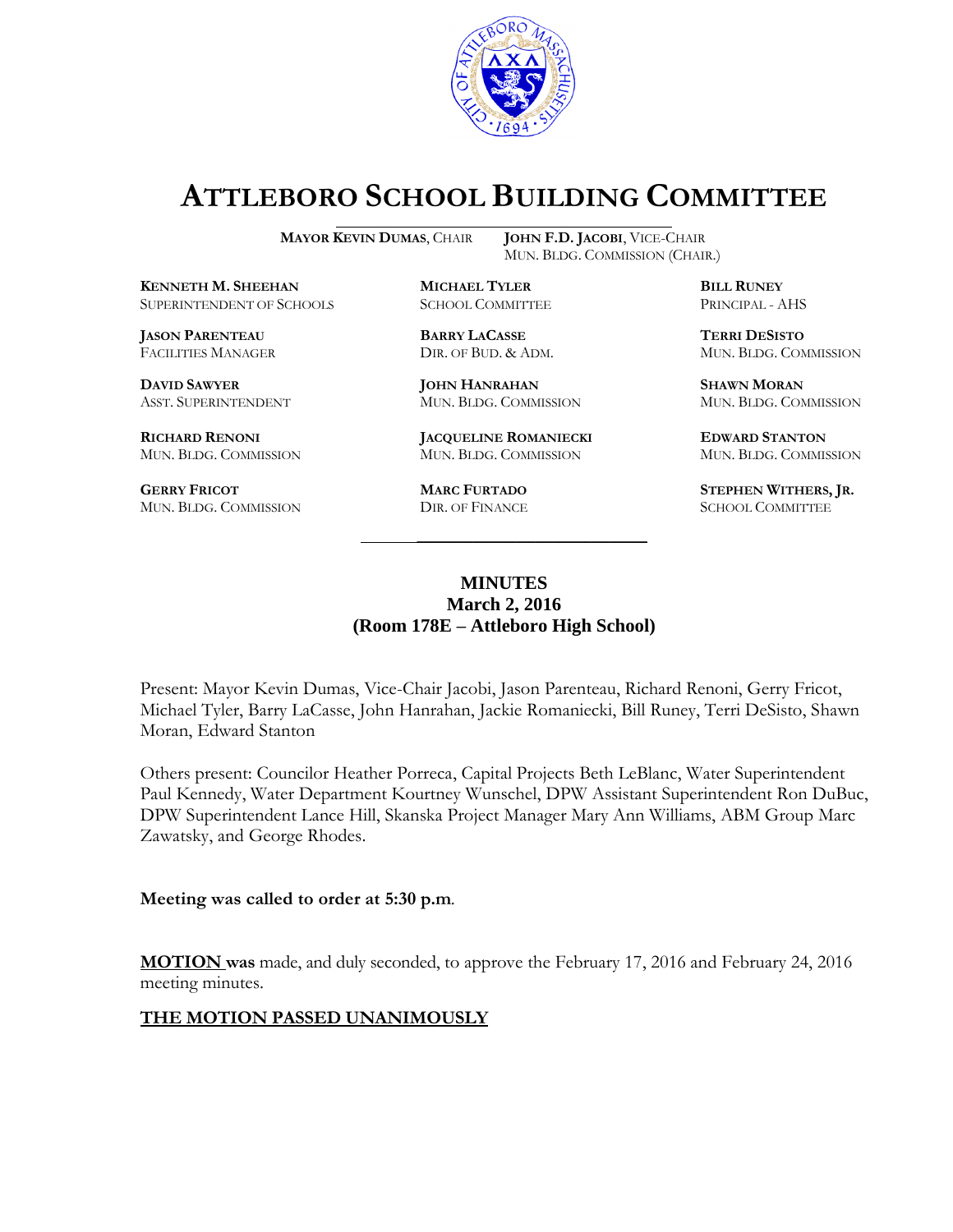# ATTLEBORO SCHOOL BUILDING COMMITTEE

**MAYOR KEVIN DUMAS**, CHAIR  
**JOHN F.D. JACOBI**, VICE-CHAIR  
MUN. BLDG. COMMISSION (CHAIR.)

**KENNETH M. SHEEHAN**  
SUPERINTENDENT OF SCHOOLS

**MICHAEL TYLER**  
SCHOOL COMMITTEE

**BILL RUNEY**  
PRINCIPAL - AHS

**JASON PARENTEAU**  
FACILITIES MANAGER

**BARRY LACASSE**  
DIR. OF BUD. & ADM.

**TERRI DESISTO**  
MUN. BLDG. COMMISSION

**DAVID SAWYER**  
ASST. SUPERINTENDENT

**JOHN HANRAHAN**  
MUN. BLDG. COMMISSION

**SHAWN MORAN**  
MUN. BLDG. COMMISSION

**RICHARD RENONI**  
MUN. BLDG. COMMISSION

**JACQUELINE ROMANIECKI**  
MUN. BLDG. COMMISSION

**EDWARD STANTON**  
MUN. BLDG. COMMISSION

**GERRY FRICOT**  
MUN. BLDG. COMMISSION

**MARC FURTADO**  
DIR. OF FINANCE

**STEPHEN WITHERS, JR.**  
SCHOOL COMMITTEE

## MINUTES
## March 2, 2016
## (Room 178E – Attleboro High School)

Present: Mayor Kevin Dumas, Vice-Chair Jacobi, Jason Parenteau, Richard Renoni, Gerry Fricot, Michael Tyler, Barry LaCasse, John Hanrahan, Jackie Romaniecki, Bill Runey, Terri DeSisto, Shawn Moran, Edward Stanton

Others present: Councilor Heather Porreca, Capital Projects Beth LeBlanc, Water Superintendent Paul Kennedy, Water Department Kourtney Wunschel, DPW Assistant Superintendent Ron DuBuc, DPW Superintendent Lance Hill, Skanska Project Manager Mary Ann Williams, ABM Group Marc Zawatsky, and George Rhodes.

**Meeting was called to order at 5:30 p.m.**

**MOTION was** made, and duly seconded, to approve the February 17, 2016 and February 24, 2016 meeting minutes.

**THE MOTION PASSED UNANIMOUSLY**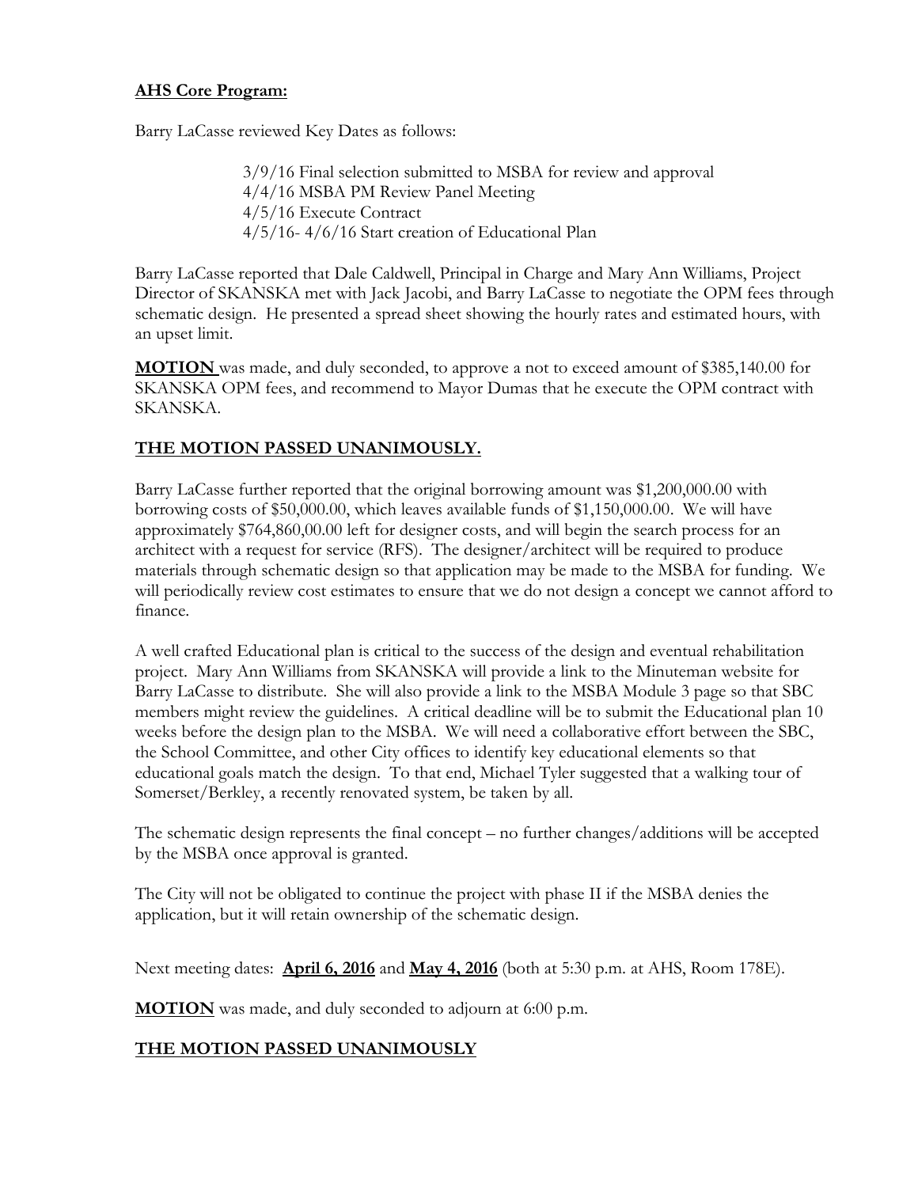**AHS Core Program:**

Barry LaCasse reviewed Key Dates as follows:

3/9/16 Final selection submitted to MSBA for review and approval
4/4/16 MSBA PM Review Panel Meeting
4/5/16 Execute Contract
4/5/16- 4/6/16 Start creation of Educational Plan

Barry LaCasse reported that Dale Caldwell, Principal in Charge and Mary Ann Williams, Project Director of SKANSKA met with Jack Jacobi, and Barry LaCasse to negotiate the OPM fees through schematic design. He presented a spread sheet showing the hourly rates and estimated hours, with an upset limit.

**MOTION** was made, and duly seconded, to approve a not to exceed amount of $385,140.00 for SKANSKA OPM fees, and recommend to Mayor Dumas that he execute the OPM contract with SKANSKA.

**THE MOTION PASSED UNANIMOUSLY.**

Barry LaCasse further reported that the original borrowing amount was $1,200,000.00 with borrowing costs of $50,000.00, which leaves available funds of $1,150,000.00. We will have approximately $764,860,00.00 left for designer costs, and will begin the search process for an architect with a request for service (RFS). The designer/architect will be required to produce materials through schematic design so that application may be made to the MSBA for funding. We will periodically review cost estimates to ensure that we do not design a concept we cannot afford to finance.

A well crafted Educational plan is critical to the success of the design and eventual rehabilitation project. Mary Ann Williams from SKANSKA will provide a link to the Minuteman website for Barry LaCasse to distribute. She will also provide a link to the MSBA Module 3 page so that SBC members might review the guidelines. A critical deadline will be to submit the Educational plan 10 weeks before the design plan to the MSBA. We will need a collaborative effort between the SBC, the School Committee, and other City offices to identify key educational elements so that educational goals match the design. To that end, Michael Tyler suggested that a walking tour of Somerset/Berkley, a recently renovated system, be taken by all.

The schematic design represents the final concept – no further changes/additions will be accepted by the MSBA once approval is granted.

The City will not be obligated to continue the project with phase II if the MSBA denies the application, but it will retain ownership of the schematic design.

Next meeting dates: **April 6, 2016** and **May 4, 2016** (both at 5:30 p.m. at AHS, Room 178E).

**MOTION** was made, and duly seconded to adjourn at 6:00 p.m.

**THE MOTION PASSED UNANIMOUSLY**